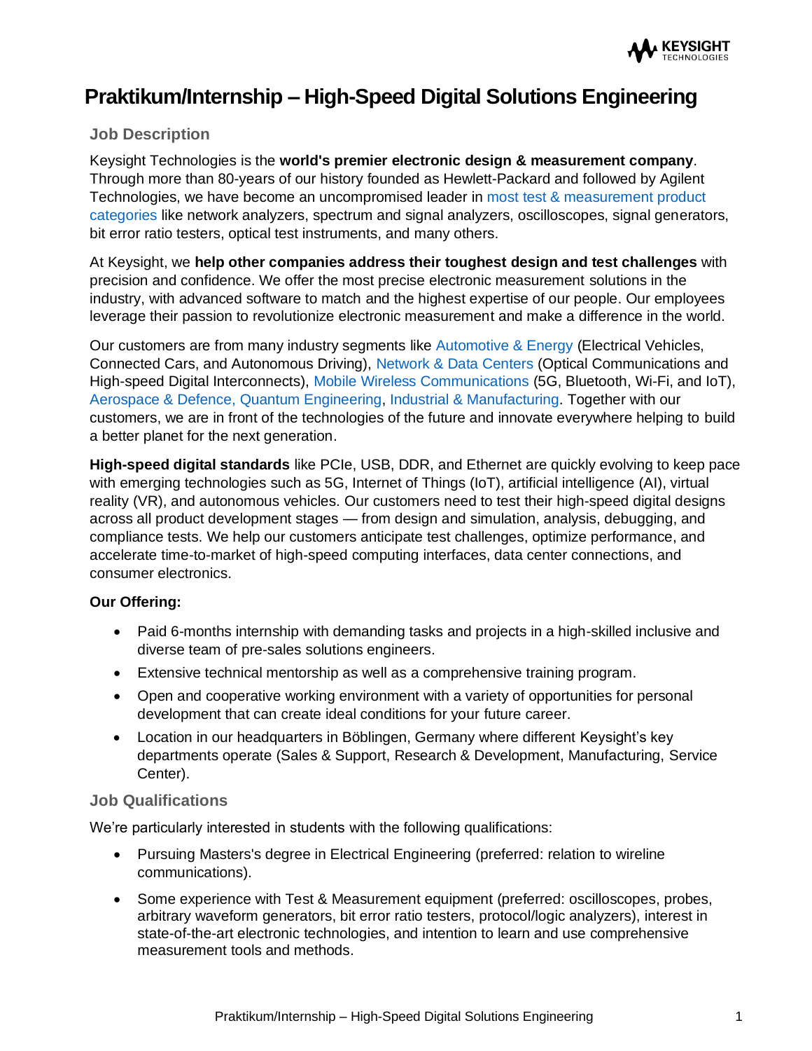# Praktikum/Internship – High-Speed Digital Solutions Engineering

## Job Description

Keysight Technologies is the **world's premier electronic design & measurement company**. Through more than 80-years of our history founded as Hewlett-Packard and followed by Agilent Technologies, we have become an uncompromised leader in most test & measurement product categories like network analyzers, spectrum and signal analyzers, oscilloscopes, signal generators, bit error ratio testers, optical test instruments, and many others.

At Keysight, we **help other companies address their toughest design and test challenges** with precision and confidence. We offer the most precise electronic measurement solutions in the industry, with advanced software to match and the highest expertise of our people. Our employees leverage their passion to revolutionize electronic measurement and make a difference in the world.

Our customers are from many industry segments like Automotive & Energy (Electrical Vehicles, Connected Cars, and Autonomous Driving), Network & Data Centers (Optical Communications and High-speed Digital Interconnects), Mobile Wireless Communications (5G, Bluetooth, Wi-Fi, and IoT), Aerospace & Defence, Quantum Engineering, Industrial & Manufacturing. Together with our customers, we are in front of the technologies of the future and innovate everywhere helping to build a better planet for the next generation.

**High-speed digital standards** like PCIe, USB, DDR, and Ethernet are quickly evolving to keep pace with emerging technologies such as 5G, Internet of Things (IoT), artificial intelligence (AI), virtual reality (VR), and autonomous vehicles. Our customers need to test their high-speed digital designs across all product development stages — from design and simulation, analysis, debugging, and compliance tests. We help our customers anticipate test challenges, optimize performance, and accelerate time-to-market of high-speed computing interfaces, data center connections, and consumer electronics.

**Our Offering:**

- Paid 6-months internship with demanding tasks and projects in a high-skilled inclusive and diverse team of pre-sales solutions engineers.
- Extensive technical mentorship as well as a comprehensive training program.
- Open and cooperative working environment with a variety of opportunities for personal development that can create ideal conditions for your future career.
- Location in our headquarters in Böblingen, Germany where different Keysight's key departments operate (Sales & Support, Research & Development, Manufacturing, Service Center).

## Job Qualifications

We're particularly interested in students with the following qualifications:

- Pursuing Masters's degree in Electrical Engineering (preferred: relation to wireline communications).
- Some experience with Test & Measurement equipment (preferred: oscilloscopes, probes, arbitrary waveform generators, bit error ratio testers, protocol/logic analyzers), interest in state-of-the-art electronic technologies, and intention to learn and use comprehensive measurement tools and methods.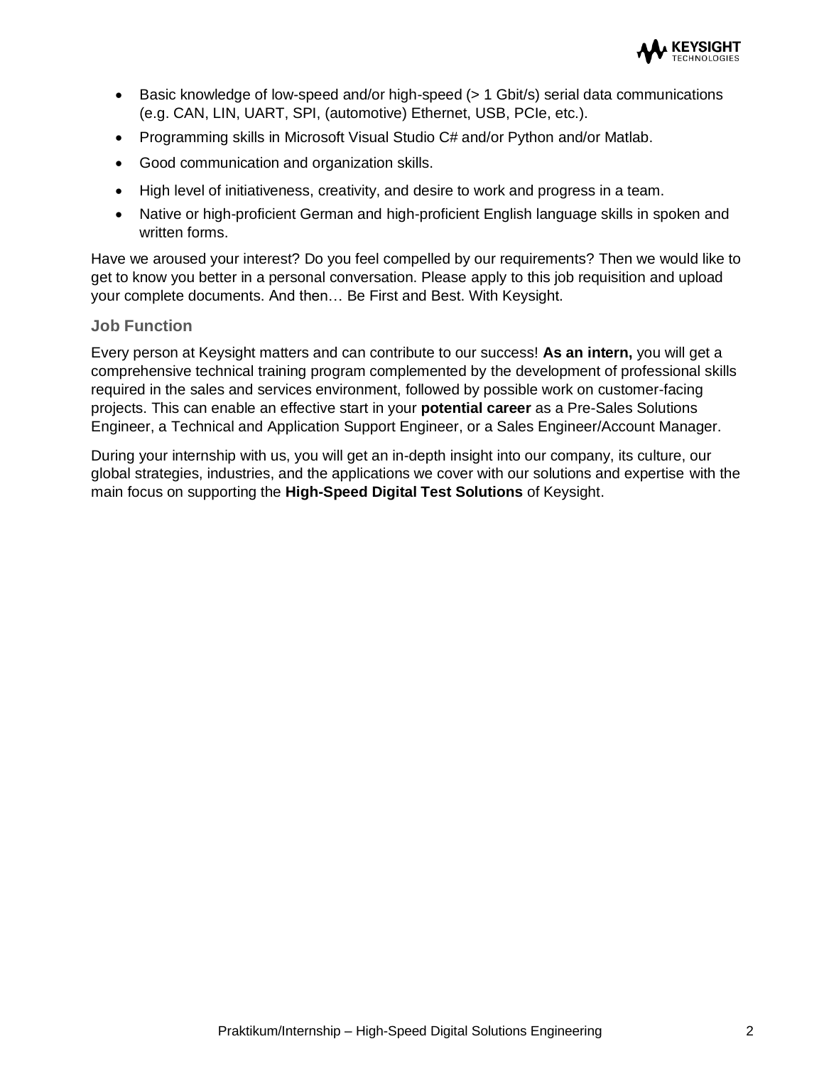- Basic knowledge of low-speed and/or high-speed (> 1 Gbit/s) serial data communications (e.g. CAN, LIN, UART, SPI, (automotive) Ethernet, USB, PCIe, etc.).
- Programming skills in Microsoft Visual Studio C# and/or Python and/or Matlab.
- Good communication and organization skills.
- High level of initiativeness, creativity, and desire to work and progress in a team.
- Native or high-proficient German and high-proficient English language skills in spoken and written forms.

Have we aroused your interest? Do you feel compelled by our requirements? Then we would like to get to know you better in a personal conversation. Please apply to this job requisition and upload your complete documents. And then… Be First and Best. With Keysight.

### Job Function

Every person at Keysight matters and can contribute to our success! **As an intern,** you will get a comprehensive technical training program complemented by the development of professional skills required in the sales and services environment, followed by possible work on customer-facing projects. This can enable an effective start in your **potential career** as a Pre-Sales Solutions Engineer, a Technical and Application Support Engineer, or a Sales Engineer/Account Manager.

During your internship with us, you will get an in-depth insight into our company, its culture, our global strategies, industries, and the applications we cover with our solutions and expertise with the main focus on supporting the **High-Speed Digital Test Solutions** of Keysight.